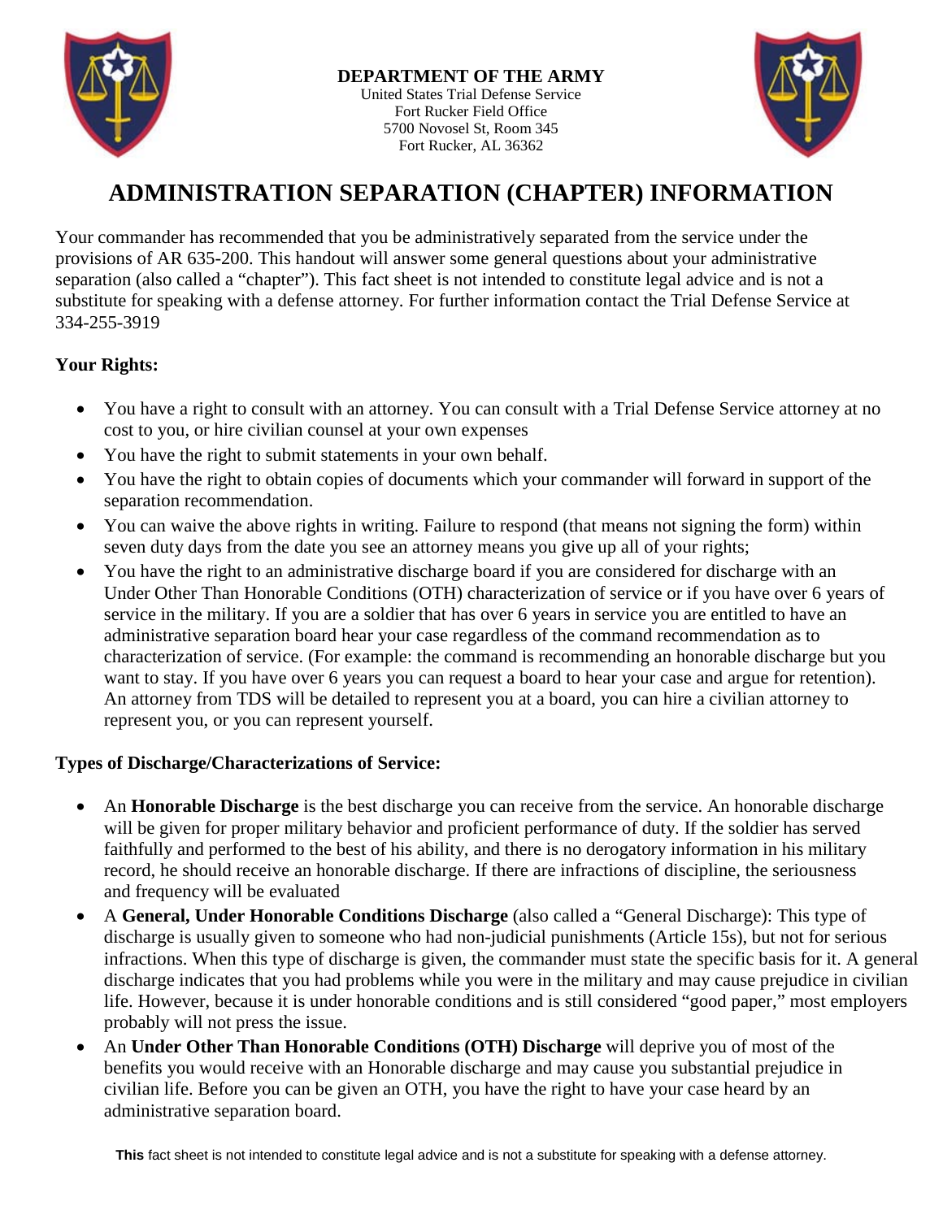**DEPARTMENT OF THE ARMY**
United States Trial Defense Service
Fort Rucker Field Office
5700 Novosel St, Room 345
Fort Rucker, AL 36362

# ADMINISTRATION SEPARATION (CHAPTER) INFORMATION

Your commander has recommended that you be administratively separated from the service under the provisions of AR 635-200. This handout will answer some general questions about your administrative separation (also called a "chapter"). This fact sheet is not intended to constitute legal advice and is not a substitute for speaking with a defense attorney. For further information contact the Trial Defense Service at 334-255-3919

**Your Rights:**

- You have a right to consult with an attorney. You can consult with a Trial Defense Service attorney at no cost to you, or hire civilian counsel at your own expenses
- You have the right to submit statements in your own behalf.
- You have the right to obtain copies of documents which your commander will forward in support of the separation recommendation.
- You can waive the above rights in writing. Failure to respond (that means not signing the form) within seven duty days from the date you see an attorney means you give up all of your rights;
- You have the right to an administrative discharge board if you are considered for discharge with an Under Other Than Honorable Conditions (OTH) characterization of service or if you have over 6 years of service in the military. If you are a soldier that has over 6 years in service you are entitled to have an administrative separation board hear your case regardless of the command recommendation as to characterization of service. (For example: the command is recommending an honorable discharge but you want to stay. If you have over 6 years you can request a board to hear your case and argue for retention). An attorney from TDS will be detailed to represent you at a board, you can hire a civilian attorney to represent you, or you can represent yourself.

**Types of Discharge/Characterizations of Service:**

- An **Honorable Discharge** is the best discharge you can receive from the service. An honorable discharge will be given for proper military behavior and proficient performance of duty. If the soldier has served faithfully and performed to the best of his ability, and there is no derogatory information in his military record, he should receive an honorable discharge. If there are infractions of discipline, the seriousness and frequency will be evaluated
- A **General, Under Honorable Conditions Discharge** (also called a "General Discharge): This type of discharge is usually given to someone who had non-judicial punishments (Article 15s), but not for serious infractions. When this type of discharge is given, the commander must state the specific basis for it. A general discharge indicates that you had problems while you were in the military and may cause prejudice in civilian life. However, because it is under honorable conditions and is still considered "good paper," most employers probably will not press the issue.
- An **Under Other Than Honorable Conditions (OTH) Discharge** will deprive you of most of the benefits you would receive with an Honorable discharge and may cause you substantial prejudice in civilian life. Before you can be given an OTH, you have the right to have your case heard by an administrative separation board.

**This** fact sheet is not intended to constitute legal advice and is not a substitute for speaking with a defense attorney.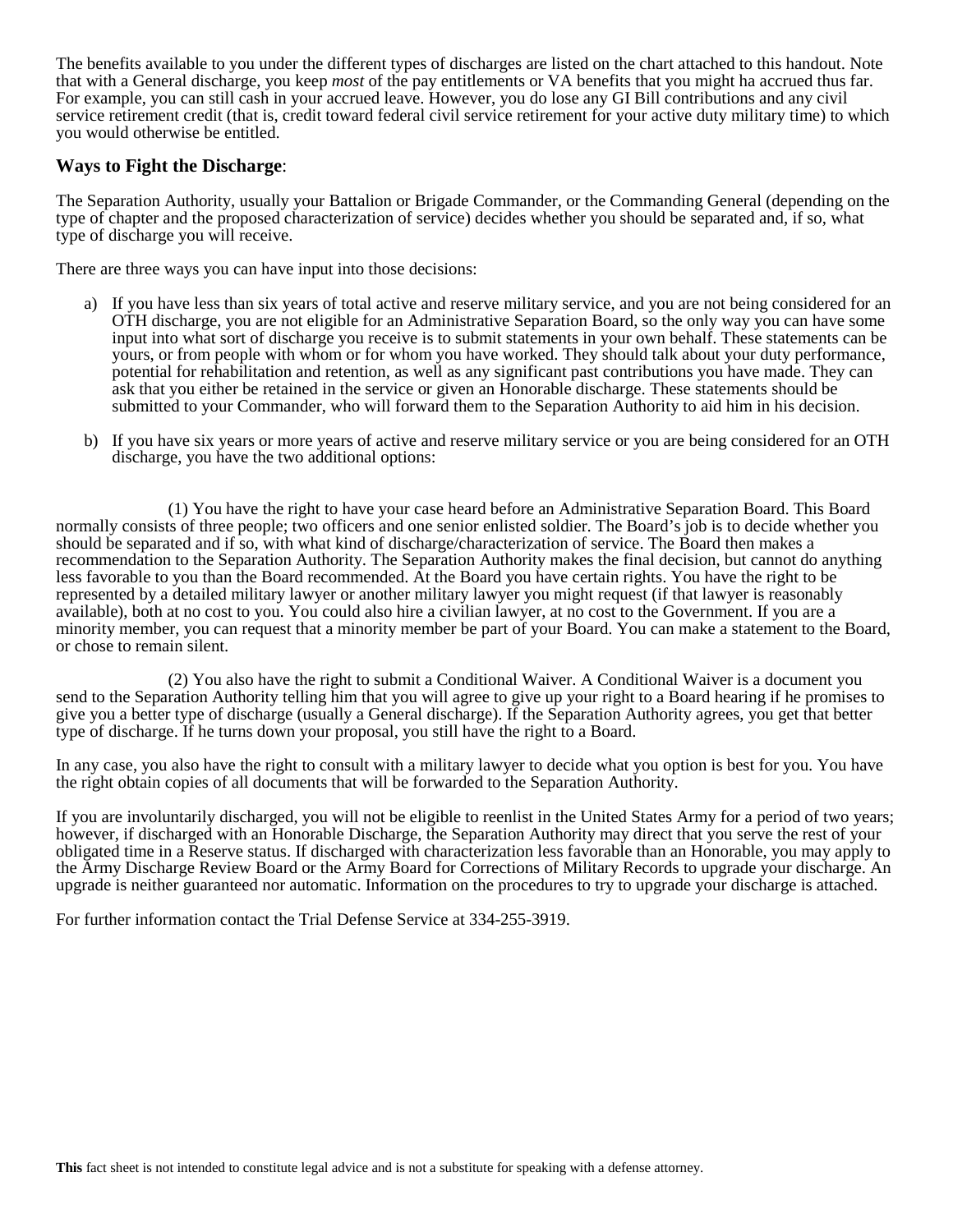The benefits available to you under the different types of discharges are listed on the chart attached to this handout. Note that with a General discharge, you keep *most* of the pay entitlements or VA benefits that you might ha accrued thus far. For example, you can still cash in your accrued leave. However, you do lose any GI Bill contributions and any civil service retirement credit (that is, credit toward federal civil service retirement for your active duty military time) to which you would otherwise be entitled.

### **Ways to Fight the Discharge**:

The Separation Authority, usually your Battalion or Brigade Commander, or the Commanding General (depending on the type of chapter and the proposed characterization of service) decides whether you should be separated and, if so, what type of discharge you will receive.

There are three ways you can have input into those decisions:

a) If you have less than six years of total active and reserve military service, and you are not being considered for an OTH discharge, you are not eligible for an Administrative Separation Board, so the only way you can have some input into what sort of discharge you receive is to submit statements in your own behalf. These statements can be yours, or from people with whom or for whom you have worked. They should talk about your duty performance, potential for rehabilitation and retention, as well as any significant past contributions you have made. They can ask that you either be retained in the service or given an Honorable discharge. These statements should be submitted to your Commander, who will forward them to the Separation Authority to aid him in his decision.

b) If you have six years or more years of active and reserve military service or you are being considered for an OTH discharge, you have the two additional options:

(1) You have the right to have your case heard before an Administrative Separation Board. This Board normally consists of three people; two officers and one senior enlisted soldier. The Board's job is to decide whether you should be separated and if so, with what kind of discharge/characterization of service. The Board then makes a recommendation to the Separation Authority. The Separation Authority makes the final decision, but cannot do anything less favorable to you than the Board recommended. At the Board you have certain rights. You have the right to be represented by a detailed military lawyer or another military lawyer you might request (if that lawyer is reasonably available), both at no cost to you. You could also hire a civilian lawyer, at no cost to the Government. If you are a minority member, you can request that a minority member be part of your Board. You can make a statement to the Board, or chose to remain silent.

(2) You also have the right to submit a Conditional Waiver. A Conditional Waiver is a document you send to the Separation Authority telling him that you will agree to give up your right to a Board hearing if he promises to give you a better type of discharge (usually a General discharge). If the Separation Authority agrees, you get that better type of discharge. If he turns down your proposal, you still have the right to a Board.

In any case, you also have the right to consult with a military lawyer to decide what you option is best for you. You have the right obtain copies of all documents that will be forwarded to the Separation Authority.

If you are involuntarily discharged, you will not be eligible to reenlist in the United States Army for a period of two years; however, if discharged with an Honorable Discharge, the Separation Authority may direct that you serve the rest of your obligated time in a Reserve status. If discharged with characterization less favorable than an Honorable, you may apply to the Army Discharge Review Board or the Army Board for Corrections of Military Records to upgrade your discharge. An upgrade is neither guaranteed nor automatic. Information on the procedures to try to upgrade your discharge is attached.

For further information contact the Trial Defense Service at 334-255-3919.

**This** fact sheet is not intended to constitute legal advice and is not a substitute for speaking with a defense attorney.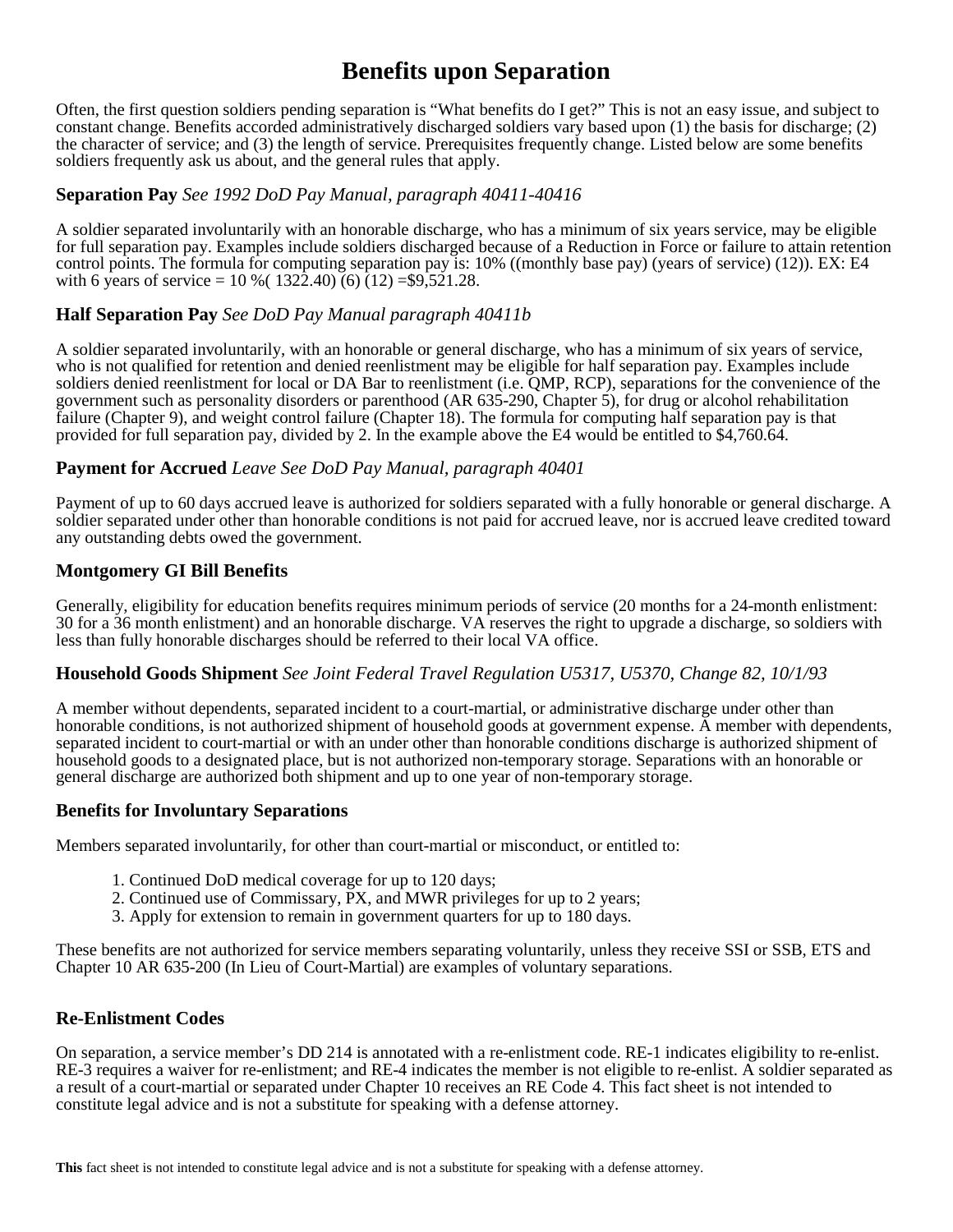# Benefits upon Separation

Often, the first question soldiers pending separation is "What benefits do I get?" This is not an easy issue, and subject to constant change. Benefits accorded administratively discharged soldiers vary based upon (1) the basis for discharge; (2) the character of service; and (3) the length of service. Prerequisites frequently change. Listed below are some benefits soldiers frequently ask us about, and the general rules that apply.

### Separation Pay *See 1992 DoD Pay Manual, paragraph 40411-40416*

A soldier separated involuntarily with an honorable discharge, who has a minimum of six years service, may be eligible for full separation pay. Examples include soldiers discharged because of a Reduction in Force or failure to attain retention control points. The formula for computing separation pay is: 10% ((monthly base pay) (years of service) (12)). EX: E4 with 6 years of service = 10 %( 1322.40) (6) (12) =$9,521.28.

### Half Separation Pay *See DoD Pay Manual paragraph 40411b*

A soldier separated involuntarily, with an honorable or general discharge, who has a minimum of six years of service, who is not qualified for retention and denied reenlistment may be eligible for half separation pay. Examples include soldiers denied reenlistment for local or DA Bar to reenlistment (i.e. QMP, RCP), separations for the convenience of the government such as personality disorders or parenthood (AR 635-290, Chapter 5), for drug or alcohol rehabilitation failure (Chapter 9), and weight control failure (Chapter 18). The formula for computing half separation pay is that provided for full separation pay, divided by 2. In the example above the E4 would be entitled to $4,760.64.

### Payment for Accrued *Leave See DoD Pay Manual, paragraph 40401*

Payment of up to 60 days accrued leave is authorized for soldiers separated with a fully honorable or general discharge. A soldier separated under other than honorable conditions is not paid for accrued leave, nor is accrued leave credited toward any outstanding debts owed the government.

### Montgomery GI Bill Benefits

Generally, eligibility for education benefits requires minimum periods of service (20 months for a 24-month enlistment: 30 for a 36 month enlistment) and an honorable discharge. VA reserves the right to upgrade a discharge, so soldiers with less than fully honorable discharges should be referred to their local VA office.

### Household Goods Shipment *See Joint Federal Travel Regulation U5317, U5370, Change 82, 10/1/93*

A member without dependents, separated incident to a court-martial, or administrative discharge under other than honorable conditions, is not authorized shipment of household goods at government expense. A member with dependents, separated incident to court-martial or with an under other than honorable conditions discharge is authorized shipment of household goods to a designated place, but is not authorized non-temporary storage. Separations with an honorable or general discharge are authorized both shipment and up to one year of non-temporary storage.

### Benefits for Involuntary Separations

Members separated involuntarily, for other than court-martial or misconduct, or entitled to:

1. Continued DoD medical coverage for up to 120 days;
2. Continued use of Commissary, PX, and MWR privileges for up to 2 years;
3. Apply for extension to remain in government quarters for up to 180 days.

These benefits are not authorized for service members separating voluntarily, unless they receive SSI or SSB, ETS and Chapter 10 AR 635-200 (In Lieu of Court-Martial) are examples of voluntary separations.

### Re-Enlistment Codes

On separation, a service member's DD 214 is annotated with a re-enlistment code. RE-1 indicates eligibility to re-enlist. RE-3 requires a waiver for re-enlistment; and RE-4 indicates the member is not eligible to re-enlist. A soldier separated as a result of a court-martial or separated under Chapter 10 receives an RE Code 4. This fact sheet is not intended to constitute legal advice and is not a substitute for speaking with a defense attorney.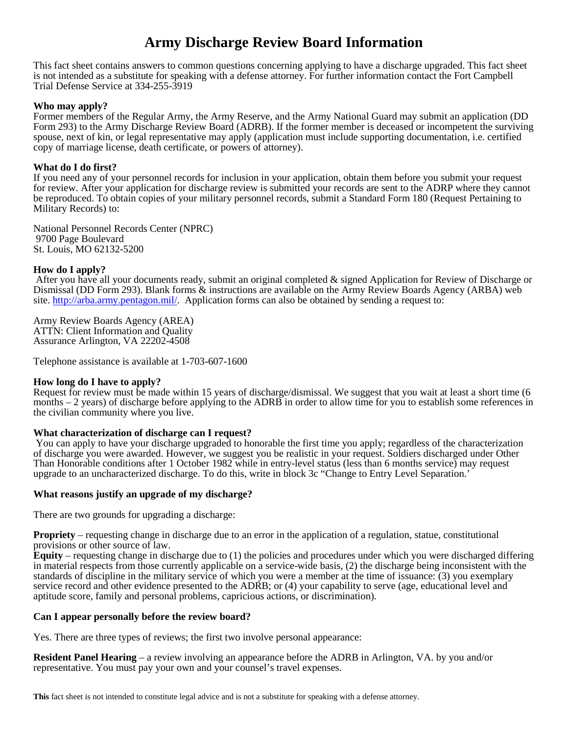# Army Discharge Review Board Information

This fact sheet contains answers to common questions concerning applying to have a discharge upgraded. This fact sheet is not intended as a substitute for speaking with a defense attorney. For further information contact the Fort Campbell Trial Defense Service at 334-255-3919

**Who may apply?**
Former members of the Regular Army, the Army Reserve, and the Army National Guard may submit an application (DD Form 293) to the Army Discharge Review Board (ADRB). If the former member is deceased or incompetent the surviving spouse, next of kin, or legal representative may apply (application must include supporting documentation, i.e. certified copy of marriage license, death certificate, or powers of attorney).

**What do I do first?**
If you need any of your personnel records for inclusion in your application, obtain them before you submit your request for review. After your application for discharge review is submitted your records are sent to the ADRP where they cannot be reproduced. To obtain copies of your military personnel records, submit a Standard Form 180 (Request Pertaining to Military Records) to:

National Personnel Records Center (NPRC)
9700 Page Boulevard
St. Louis, MO 62132-5200

**How do I apply?**
After you have all your documents ready, submit an original completed & signed Application for Review of Discharge or Dismissal (DD Form 293). Blank forms & instructions are available on the Army Review Boards Agency (ARBA) web site. http://arba.army.pentagon.mil/. Application forms can also be obtained by sending a request to:

Army Review Boards Agency (AREA)
ATTN: Client Information and Quality
Assurance Arlington, VA 22202-4508

Telephone assistance is available at 1-703-607-1600

**How long do I have to apply?**
Request for review must be made within 15 years of discharge/dismissal. We suggest that you wait at least a short time (6 months – 2 years) of discharge before applying to the ADRB in order to allow time for you to establish some references in the civilian community where you live.

**What characterization of discharge can I request?**
You can apply to have your discharge upgraded to honorable the first time you apply; regardless of the characterization of discharge you were awarded. However, we suggest you be realistic in your request. Soldiers discharged under Other Than Honorable conditions after 1 October 1982 while in entry-level status (less than 6 months service) may request upgrade to an uncharacterized discharge. To do this, write in block 3c "Change to Entry Level Separation.'

**What reasons justify an upgrade of my discharge?**

There are two grounds for upgrading a discharge:

**Propriety** – requesting change in discharge due to an error in the application of a regulation, statue, constitutional provisions or other source of law.
**Equity** – requesting change in discharge due to (1) the policies and procedures under which you were discharged differing in material respects from those currently applicable on a service-wide basis, (2) the discharge being inconsistent with the standards of discipline in the military service of which you were a member at the time of issuance: (3) you exemplary service record and other evidence presented to the ADRB; or (4) your capability to serve (age, educational level and aptitude score, family and personal problems, capricious actions, or discrimination).

**Can I appear personally before the review board?**

Yes. There are three types of reviews; the first two involve personal appearance:

**Resident Panel Hearing** – a review involving an appearance before the ADRB in Arlington, VA. by you and/or representative. You must pay your own and your counsel's travel expenses.

**This** fact sheet is not intended to constitute legal advice and is not a substitute for speaking with a defense attorney.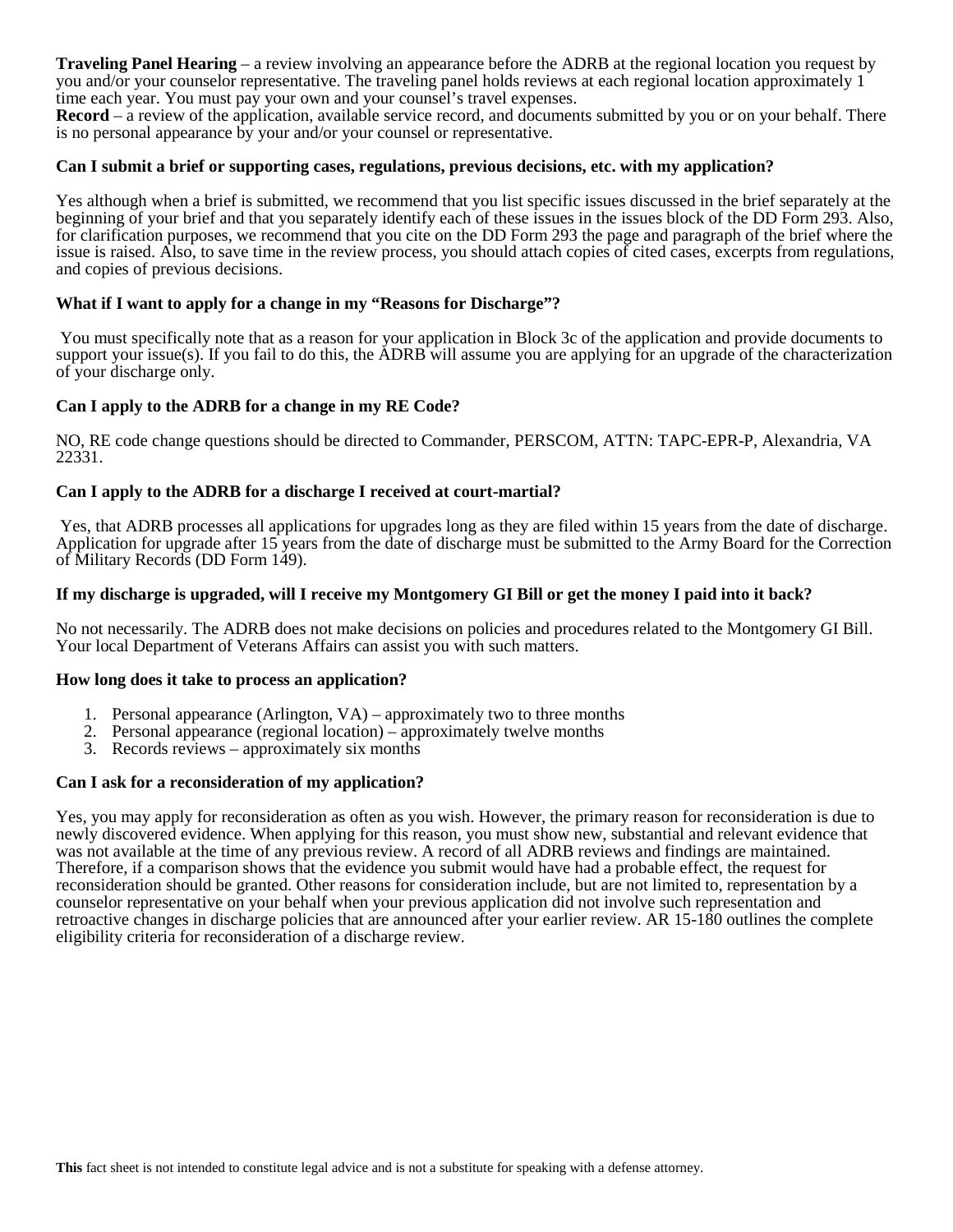**Traveling Panel Hearing** – a review involving an appearance before the ADRB at the regional location you request by you and/or your counselor representative. The traveling panel holds reviews at each regional location approximately 1 time each year. You must pay your own and your counsel's travel expenses.
**Record** – a review of the application, available service record, and documents submitted by you or on your behalf. There is no personal appearance by your and/or your counsel or representative.

### Can I submit a brief or supporting cases, regulations, previous decisions, etc. with my application?

Yes although when a brief is submitted, we recommend that you list specific issues discussed in the brief separately at the beginning of your brief and that you separately identify each of these issues in the issues block of the DD Form 293. Also, for clarification purposes, we recommend that you cite on the DD Form 293 the page and paragraph of the brief where the issue is raised. Also, to save time in the review process, you should attach copies of cited cases, excerpts from regulations, and copies of previous decisions.

### What if I want to apply for a change in my "Reasons for Discharge"?

You must specifically note that as a reason for your application in Block 3c of the application and provide documents to support your issue(s). If you fail to do this, the ADRB will assume you are applying for an upgrade of the characterization of your discharge only.

### Can I apply to the ADRB for a change in my RE Code?

NO, RE code change questions should be directed to Commander, PERSCOM, ATTN: TAPC-EPR-P, Alexandria, VA 22331.

### Can I apply to the ADRB for a discharge I received at court-martial?

Yes, that ADRB processes all applications for upgrades long as they are filed within 15 years from the date of discharge. Application for upgrade after 15 years from the date of discharge must be submitted to the Army Board for the Correction of Military Records (DD Form 149).

### If my discharge is upgraded, will I receive my Montgomery GI Bill or get the money I paid into it back?

No not necessarily. The ADRB does not make decisions on policies and procedures related to the Montgomery GI Bill. Your local Department of Veterans Affairs can assist you with such matters.

### How long does it take to process an application?

1. Personal appearance (Arlington, VA) – approximately two to three months
2. Personal appearance (regional location) – approximately twelve months
3. Records reviews – approximately six months

### Can I ask for a reconsideration of my application?

Yes, you may apply for reconsideration as often as you wish. However, the primary reason for reconsideration is due to newly discovered evidence. When applying for this reason, you must show new, substantial and relevant evidence that was not available at the time of any previous review. A record of all ADRB reviews and findings are maintained. Therefore, if a comparison shows that the evidence you submit would have had a probable effect, the request for reconsideration should be granted. Other reasons for consideration include, but are not limited to, representation by a counselor representative on your behalf when your previous application did not involve such representation and retroactive changes in discharge policies that are announced after your earlier review. AR 15-180 outlines the complete eligibility criteria for reconsideration of a discharge review.

**This** fact sheet is not intended to constitute legal advice and is not a substitute for speaking with a defense attorney.